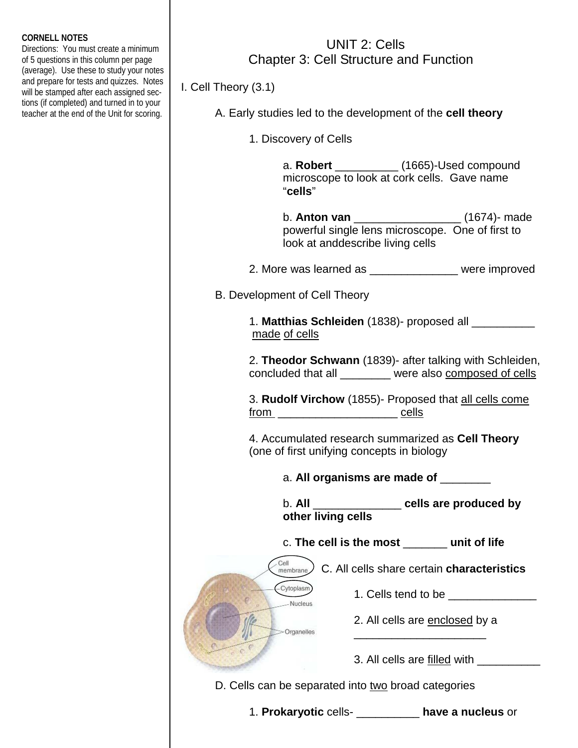**CORNELL NOTES**
Directions: You must create a minimum of 5 questions in this column per page (average). Use these to study your notes and prepare for tests and quizzes. Notes will be stamped after each assigned sections (if completed) and turned in to your teacher at the end of the Unit for scoring.

# UNIT 2: Cells
## Chapter 3: Cell Structure and Function

I. Cell Theory (3.1)

A. Early studies led to the development of the **cell theory**

1. Discovery of Cells

a. **Robert** __________ (1665)-Used compound microscope to look at cork cells. Gave name "**cells**"

b. **Anton van** _________________ (1674)- made powerful single lens microscope. One of first to look at anddescribe living cells

2. More was learned as ______________ were improved

B. Development of Cell Theory

1. **Matthias Schleiden** (1838)- proposed all __________ made of cells

2. **Theodor Schwann** (1839)- after talking with Schleiden, concluded that all ________ were also composed of cells

3. **Rudolf Virchow** (1855)- Proposed that all cells come from ___________________ cells

4. Accumulated research summarized as **Cell Theory** (one of first unifying concepts in biology

a. **All organisms are made of** ________

b. **All** ______________ **cells are produced by other living cells**

c. **The cell is the most** _______ **unit of life**

Cell membrane
Cytoplasm
Nucleus
Organelles

C. All cells share certain **characteristics**

1. Cells tend to be ______________

2. All cells are enclosed by a _____________________

3. All cells are filled with __________

D. Cells can be separated into two broad categories

1. **Prokaryotic** cells- __________ **have a nucleus** or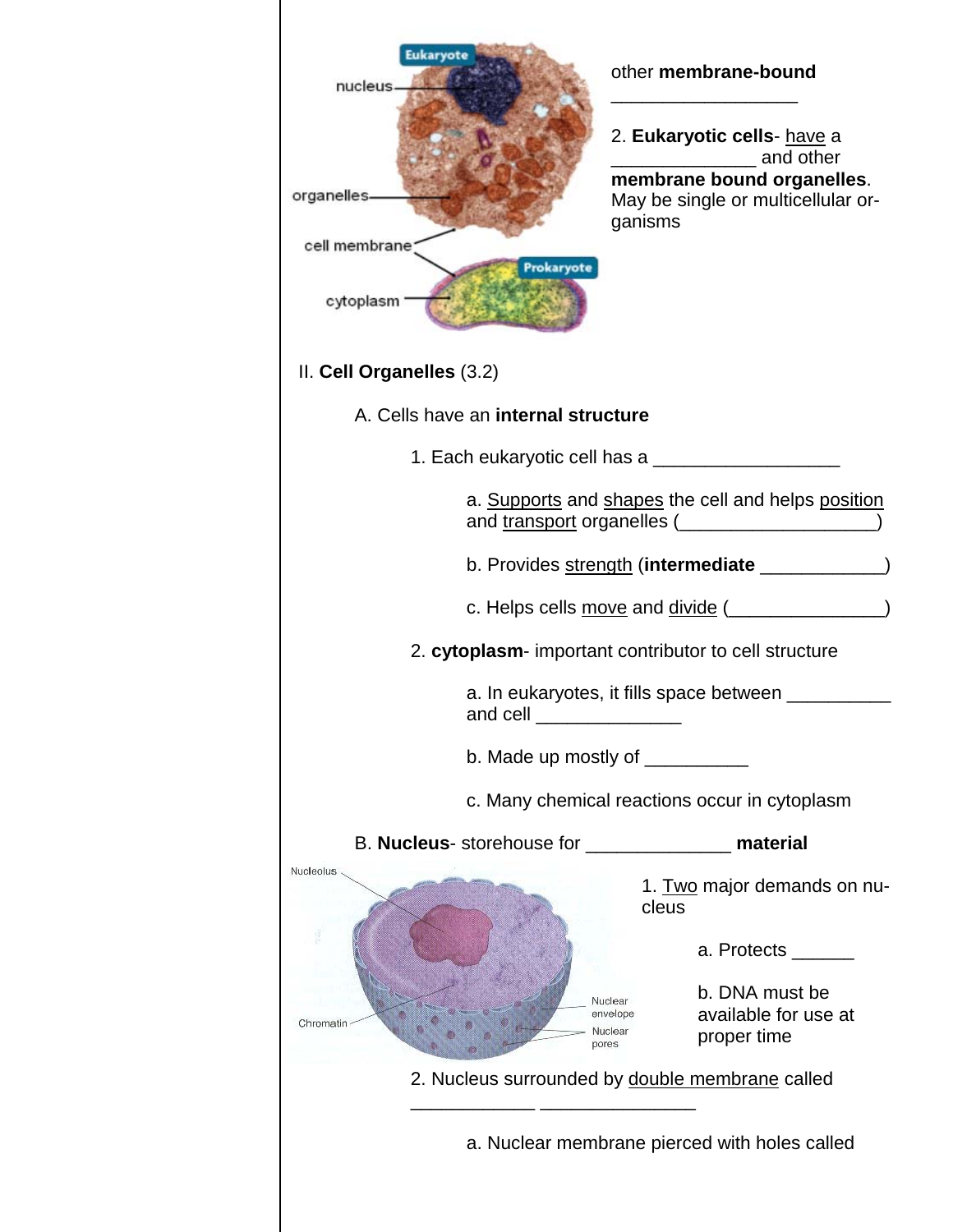other **membrane-bound** __________________

2. **Eukaryotic cells**- have a ______________ and other **membrane bound organelles**. May be single or multicellular organisms

II. **Cell Organelles** (3.2)

A. Cells have an **internal structure**

1. Each eukaryotic cell has a __________________

a. Supports and shapes the cell and helps position and transport organelles (___________________)

b. Provides strength (**intermediate** ____________)

c. Helps cells move and divide (_______________)

2. **cytoplasm**- important contributor to cell structure

a. In eukaryotes, it fills space between __________ and cell ______________

b. Made up mostly of __________

c. Many chemical reactions occur in cytoplasm

B. **Nucleus**- storehouse for ______________ **material**

1. Two major demands on nucleus

a. Protects ______

b. DNA must be available for use at proper time

2. Nucleus surrounded by double membrane called ____________ _______________

a. Nuclear membrane pierced with holes called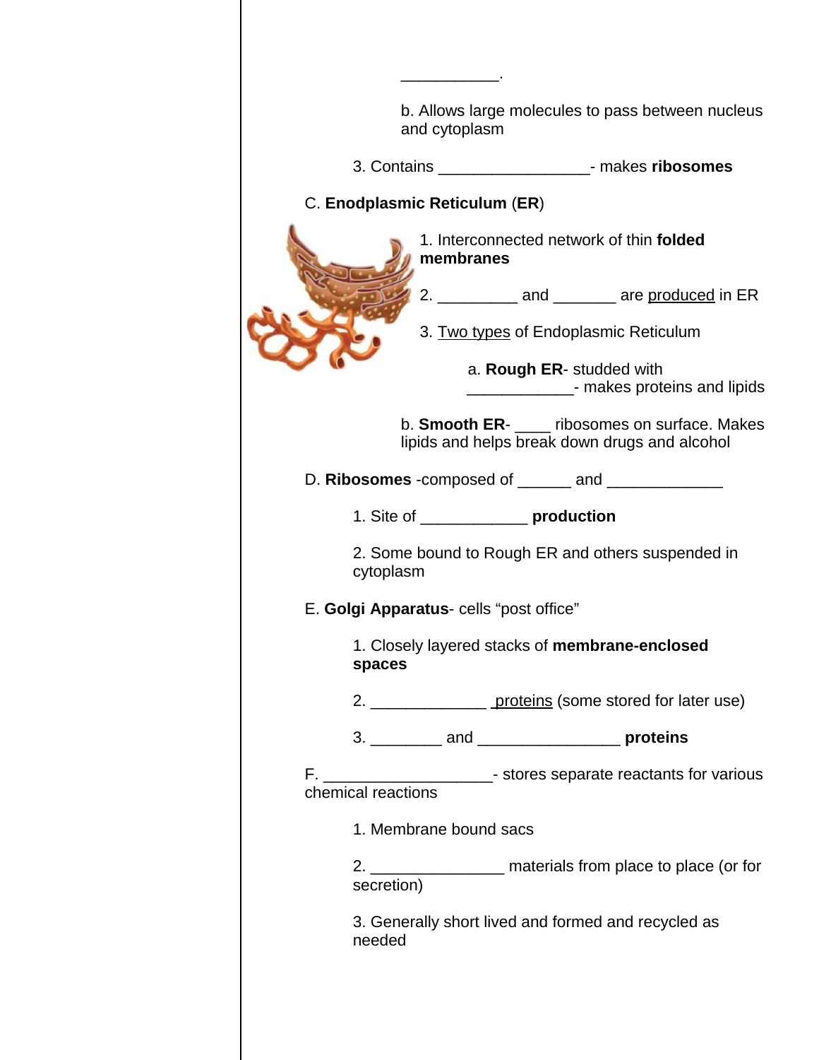___________.

b. Allows large molecules to pass between nucleus and cytoplasm

3. Contains _________________- makes **ribosomes**

C. **Enodplasmic Reticulum** (**ER**)

1. Interconnected network of thin **folded membranes**

2. _________ and _______ are <u>produced</u> in ER

3. <u>Two types</u> of Endoplasmic Reticulum

a. **Rough ER**- studded with ____________- makes proteins and lipids

b. **Smooth ER**- ____ ribosomes on surface. Makes lipids and helps break down drugs and alcohol

D. **Ribosomes** -composed of ______ and _____________

1. Site of ____________ **production**

2. Some bound to Rough ER and others suspended in cytoplasm

E. **Golgi Apparatus**- cells "post office"

1. Closely layered stacks of **membrane-enclosed spaces**

2. _____________ <u>proteins</u> (some stored for later use)

3. ________ and ________________ **proteins**

F. ___________________- stores separate reactants for various chemical reactions

1. Membrane bound sacs

2. _______________ materials from place to place (or for secretion)

3. Generally short lived and formed and recycled as needed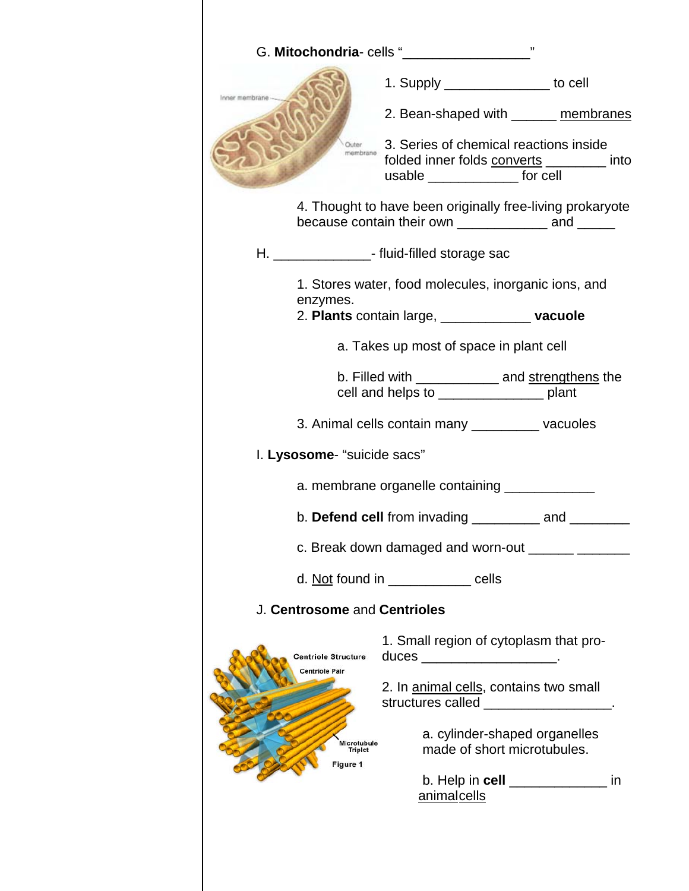G. **Mitochondria**- cells "________________"

1. Supply ______________ to cell

2. Bean-shaped with ______ <u>membranes</u>

3. Series of chemical reactions inside folded inner folds <u>converts</u> ________ into usable ____________ for cell

4. Thought to have been originally free-living prokaryote because contain their own ____________ and _____

H. _____________- fluid-filled storage sac

1. Stores water, food molecules, inorganic ions, and enzymes.
2. **Plants** contain large, ____________ **vacuole**

   a. Takes up most of space in plant cell

   b. Filled with ___________ and <u>strengthens</u> the cell and helps to ______________ plant

3. Animal cells contain many _________ vacuoles

I. **Lysosome**- "suicide sacs"

a. membrane organelle containing ____________

b. **Defend cell** from invading _________ and ________

c. Break down damaged and worn-out ______ _______

d. <u>Not</u> found in ___________ cells

J. **Centrosome** and **Centrioles**

1. Small region of cytoplasm that produces _________________.

2. In <u>animal cells</u>, contains two small structures called _________________.

   a. cylinder-shaped organelles made of short microtubules.

   b. Help in **cell** _____________ in <u>animal cells</u>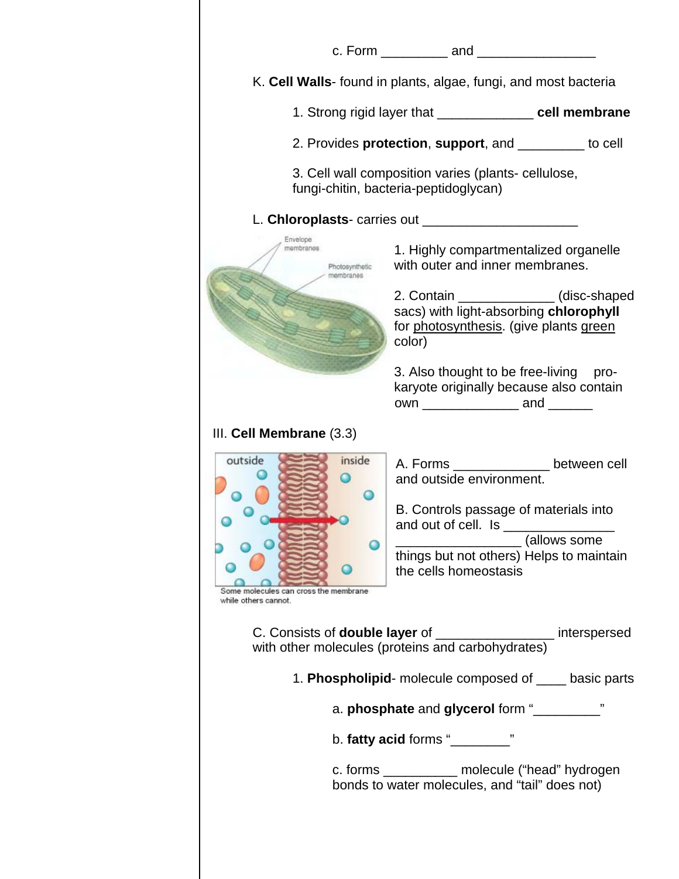c. Form _________ and ________________

K. **Cell Walls**- found in plants, algae, fungi, and most bacteria

1. Strong rigid layer that _____________ **cell membrane**

2. Provides **protection**, **support**, and _________ to cell

3. Cell wall composition varies (plants- cellulose, fungi-chitin, bacteria-peptidoglycan)

L. **Chloroplasts**- carries out _____________________

1. Highly compartmentalized organelle with outer and inner membranes.

2. Contain _____________ (disc-shaped sacs) with light-absorbing **chlorophyll** for photosynthesis. (give plants green color)

3. Also thought to be free-living pro-karyote originally because also contain own _____________ and ______

III. **Cell Membrane** (3.3)

Some molecules can cross the membrane while others cannot.

A. Forms _____________ between cell and outside environment.

B. Controls passage of materials into and out of cell. Is _______________ _________________ (allows some things but not others) Helps to maintain the cells homeostasis

C. Consists of **double layer** of ________________ interspersed with other molecules (proteins and carbohydrates)

1. **Phospholipid**- molecule composed of ____ basic parts

a. **phosphate** and **glycerol** form "_________"

b. **fatty acid** forms "________"

c. forms __________ molecule ("head" hydrogen bonds to water molecules, and "tail" does not)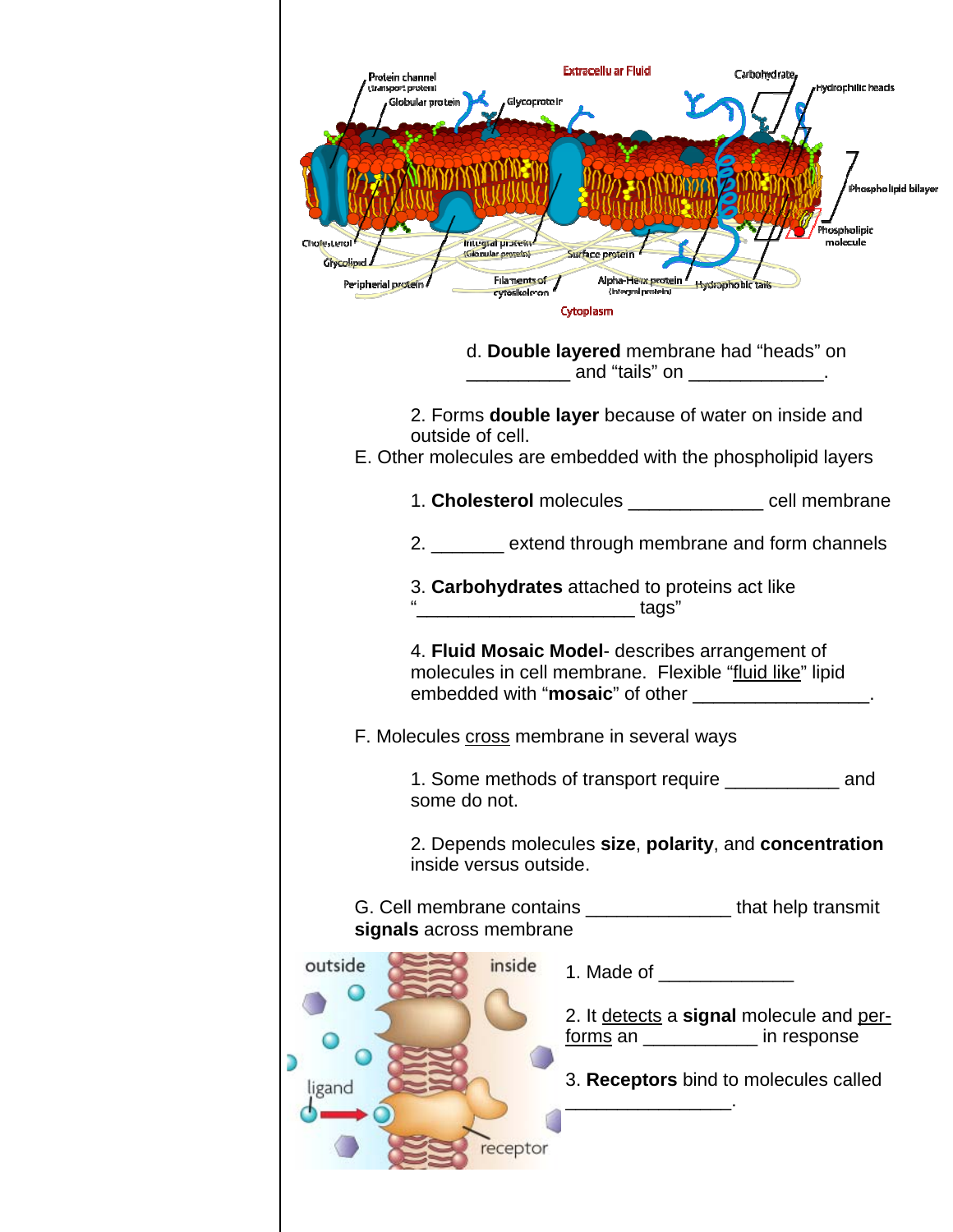d. **Double layered** membrane had “heads” on __________ and “tails” on _____________.

2. Forms **double layer** because of water on inside and outside of cell.

E. Other molecules are embedded with the phospholipid layers

1. **Cholesterol** molecules _____________ cell membrane

2. _______ extend through membrane and form channels

3. **Carbohydrates** attached to proteins act like “_____________________ tags”

4. **Fluid Mosaic Model**- describes arrangement of molecules in cell membrane. Flexible “fluid like” lipid embedded with “**mosaic**” of other _________________.

F. Molecules cross membrane in several ways

1. Some methods of transport require ___________ and some do not.

2. Depends molecules **size**, **polarity**, and **concentration** inside versus outside.

G. Cell membrane contains ______________ that help transmit **signals** across membrane

1. Made of _____________

2. It detects a **signal** molecule and per-forms an ___________ in response

3. **Receptors** bind to molecules called ________________.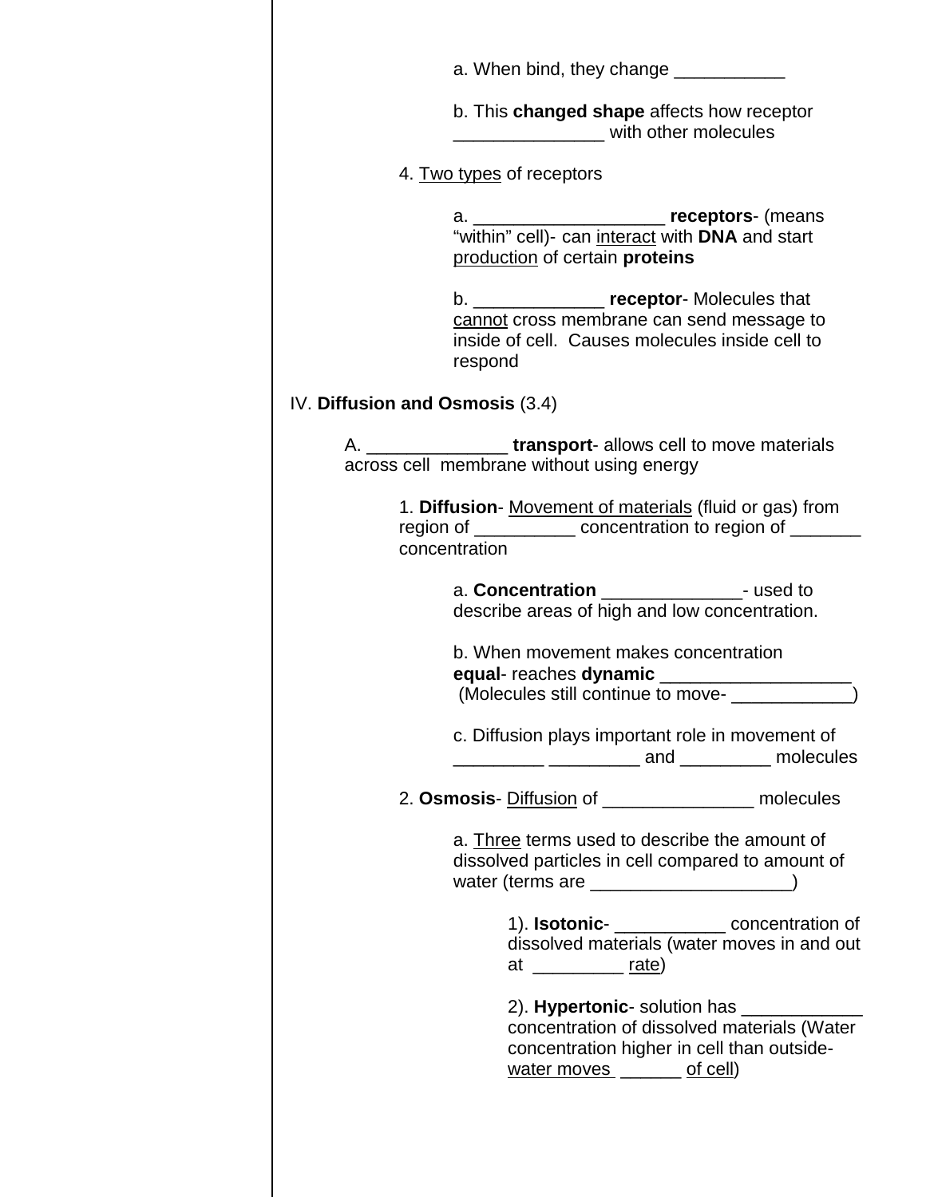a. When bind, they change ___________

b. This **changed shape** affects how receptor _______________ with other molecules

4. Two types of receptors

a. ___________________ **receptors**- (means "within" cell)- can interact with **DNA** and start production of certain **proteins**

b. _____________ **receptor**- Molecules that cannot cross membrane can send message to inside of cell. Causes molecules inside cell to respond

IV. **Diffusion and Osmosis** (3.4)

A. ______________ **transport**- allows cell to move materials across cell membrane without using energy

1. **Diffusion**- Movement of materials (fluid or gas) from region of __________ concentration to region of _______ concentration

a. **Concentration** ______________- used to describe areas of high and low concentration.

b. When movement makes concentration **equal**- reaches **dynamic** ___________________ (Molecules still continue to move- ____________)

c. Diffusion plays important role in movement of _________ _________ and _________ molecules

2. **Osmosis**- Diffusion of _______________ molecules

a. Three terms used to describe the amount of dissolved particles in cell compared to amount of water (terms are ____________________)

1). **Isotonic**- ___________ concentration of dissolved materials (water moves in and out at _________ rate)

2). **Hypertonic**- solution has ____________ concentration of dissolved materials (Water concentration higher in cell than outside- water moves ______ of cell)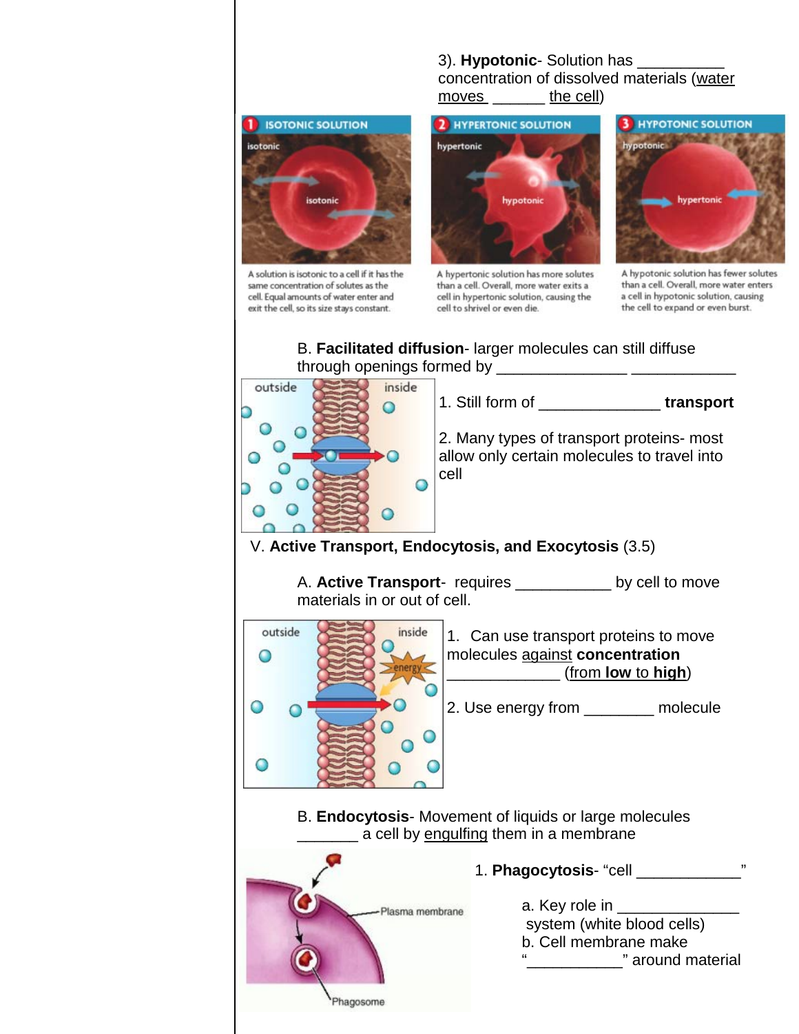3). **Hypotonic**- Solution has __________ concentration of dissolved materials (water moves ______ the cell)

ISOTONIC SOLUTION

A solution is isotonic to a cell if it has the same concentration of solutes as the cell. Equal amounts of water enter and exit the cell, so its size stays constant.

HYPERTONIC SOLUTION

A hypertonic solution has more solutes than a cell. Overall, more water exits a cell in hypertonic solution, causing the cell to shrivel or even die.

HYPOTONIC SOLUTION

A hypotonic solution has fewer solutes than a cell. Overall, more water enters a cell in hypotonic solution, causing the cell to expand or even burst.

B. **Facilitated diffusion**- larger molecules can still diffuse through openings formed by _______________ ____________

1. Still form of ______________ **transport**

2. Many types of transport proteins- most allow only certain molecules to travel into cell

V. **Active Transport, Endocytosis, and Exocytosis** (3.5)

A. **Active Transport**- requires ___________ by cell to move materials in or out of cell.

1. Can use transport proteins to move molecules against **concentration** _____________ (from **low** to **high**)

2. Use energy from ________ molecule

B. **Endocytosis**- Movement of liquids or large molecules _______ a cell by engulfing them in a membrane

1. **Phagocytosis**- "cell ____________"

a. Key role in ______________ system (white blood cells)

b. Cell membrane make "___________" around material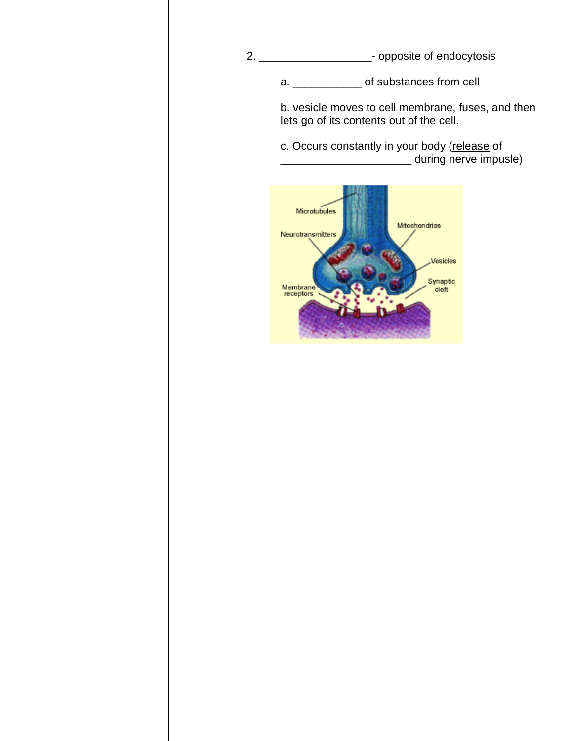2. __________________- opposite of endocytosis

   a. ___________ of substances from cell

   b. vesicle moves to cell membrane, fuses, and then lets go of its contents out of the cell.

   c. Occurs constantly in your body (release of _____________________ during nerve impulse)

Microtubules

Mitochondrias

Neurotransmitters

Vesicles

Synaptic cleft

Membrane receptors